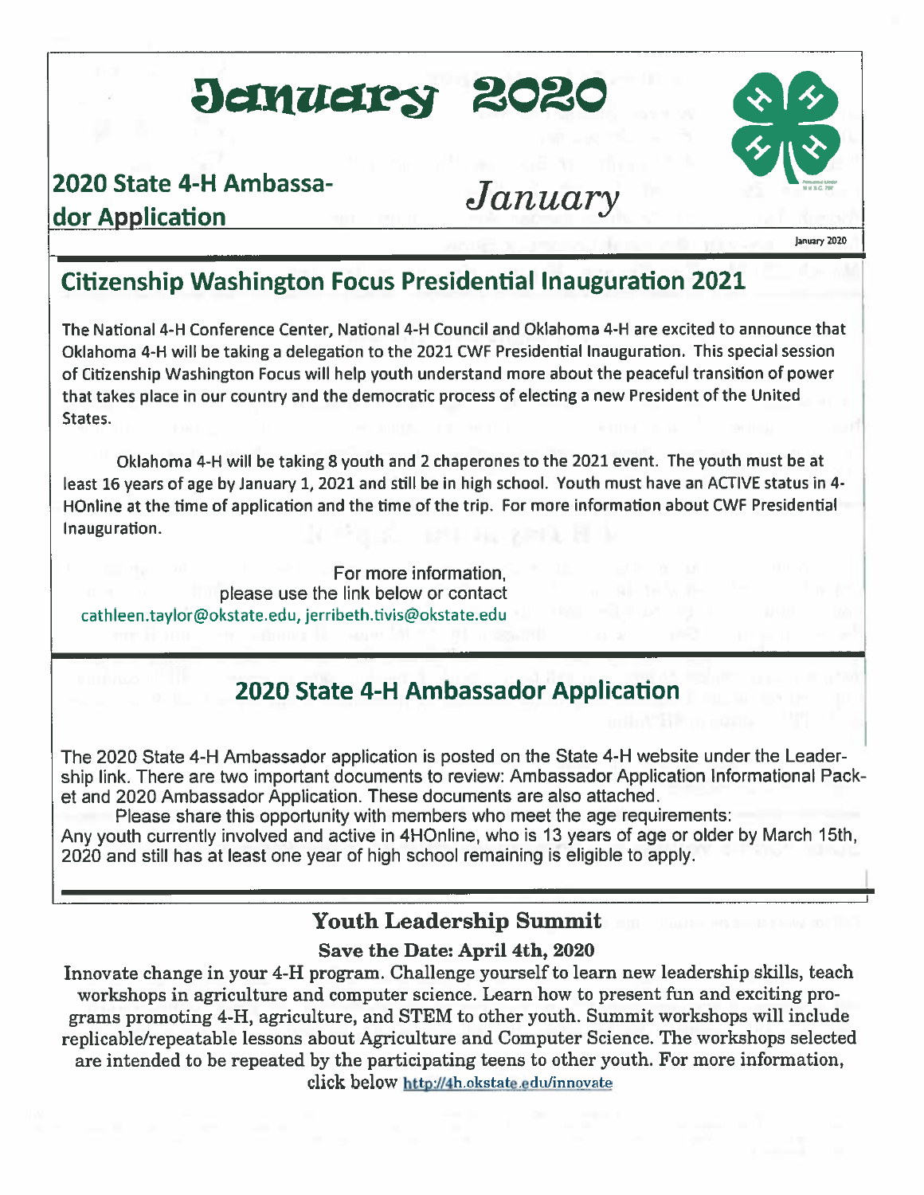# January 2020

## 2020 State 4-H Ambassador Application

*January*

## Citizenship Washington Focus Presidential Inauguration 2021

The National 4-H Conference Center, National 4-H Council and Oklahoma 4-H are excited to announce that Oklahoma 4-H will be taking a delegation to the 2021 CWF Presidential Inauguration. This special session of Citizenship Washington Focus will help youth understand more about the peaceful transition of power that takes place in our country and the democratic process of electing a new President of the United States.

Oklahoma 4-H will be taking 8 youth and 2 chaperones to the 2021 event. The youth must be at least 16 years of age by January 1, 2021 and still be in high school. Youth must have an ACTIVE status in 4-HOnline at the time of application and the time of the trip. For more information about CWF Presidential Inauguration.

For more information, please use the link below or contact cathleen.taylor@okstate.edu, jerribeth.tivis@okstate.edu

## 2020 State 4-H Ambassador Application

The 2020 State 4-H Ambassador application is posted on the State 4-H website under the Leadership link. There are two important documents to review: Ambassador Application Informational Packet and 2020 Ambassador Application. These documents are also attached.

Please share this opportunity with members who meet the age requirements: Any youth currently involved and active in 4HOnline, who is 13 years of age or older by March 15th, 2020 and still has at least one year of high school remaining is eligible to apply.

## Youth Leadership Summit

### Save the Date: April 4th, 2020

Innovate change in your 4-H program. Challenge yourself to learn new leadership skills, teach workshops in agriculture and computer science. Learn how to present fun and exciting programs promoting 4-H, agriculture, and STEM to other youth. Summit workshops will include replicable/repeatable lessons about Agriculture and Computer Science. The workshops selected are intended to be repeated by the participating teens to other youth. For more information, click below http://4h.okstate.edu/innovate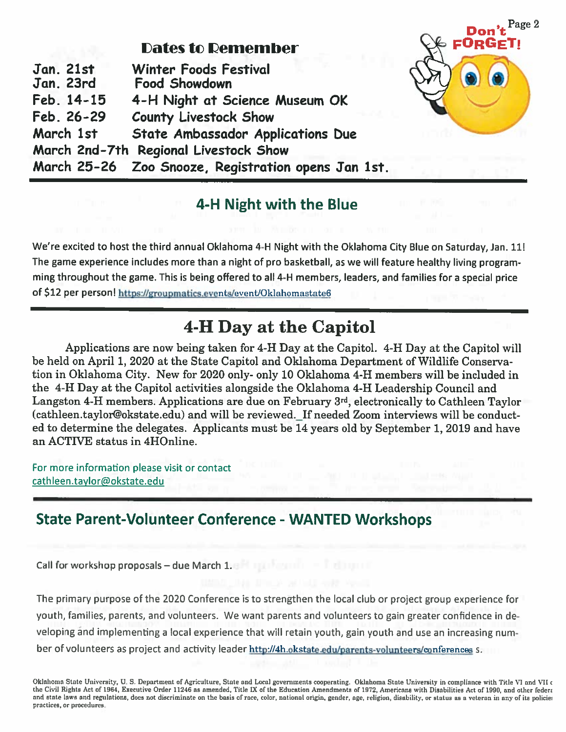## Dates to Remember

| | |
|---|---|
| Jan. 21st | Winter Foods Festival |
| Jan. 23rd | Food Showdown |
| Feb. 14-15 | 4-H Night at Science Museum OK |
| Feb. 26-29 | County Livestock Show |
| March 1st | State Ambassador Applications Due |
| March 2nd-7th | Regional Livestock Show |
| March 25-26 | Zoo Snooze, Registration opens Jan 1st. |

Don't FORGET!

## 4-H Night with the Blue

We're excited to host the third annual Oklahoma 4-H Night with the Oklahoma City Blue on Saturday, Jan. 11! The game experience includes more than a night of pro basketball, as we will feature healthy living programming throughout the game. This is being offered to all 4-H members, leaders, and families for a special price of $12 per person! https://groupmatics.events/event/Oklahomastate6

## 4-H Day at the Capitol

Applications are now being taken for 4-H Day at the Capitol. 4-H Day at the Capitol will be held on April 1, 2020 at the State Capitol and Oklahoma Department of Wildlife Conservation in Oklahoma City. New for 2020 only- only 10 Oklahoma 4-H members will be included in the 4-H Day at the Capitol activities alongside the Oklahoma 4-H Leadership Council and Langston 4-H members. Applications are due on February 3rd, electronically to Cathleen Taylor (cathleen.taylor@okstate.edu) and will be reviewed. If needed Zoom interviews will be conducted to determine the delegates. Applicants must be 14 years old by September 1, 2019 and have an ACTIVE status in 4HOnline.

For more information please visit or contact cathleen.taylor@okstate.edu

## State Parent-Volunteer Conference - WANTED Workshops

Call for workshop proposals – due March 1.

The primary purpose of the 2020 Conference is to strengthen the local club or project group experience for youth, families, parents, and volunteers. We want parents and volunteers to gain greater confidence in developing and implementing a local experience that will retain youth, gain youth and use an increasing number of volunteers as project and activity leader http://4h.okstate.edu/parents-volunteers/conferences s.

Oklahoma State University, U. S. Department of Agriculture, State and Local governments cooperating. Oklahoma State University in compliance with Title VI and VII of the Civil Rights Act of 1964, Executive Order 11246 as amended, Title IX of the Education Amendments of 1972, Americans with Disabilities Act of 1990, and other federal and state laws and regulations, does not discriminate on the basis of race, color, national origin, gender, age, religion, disability, or status as a veteran in any of its policies, practices, or procedures.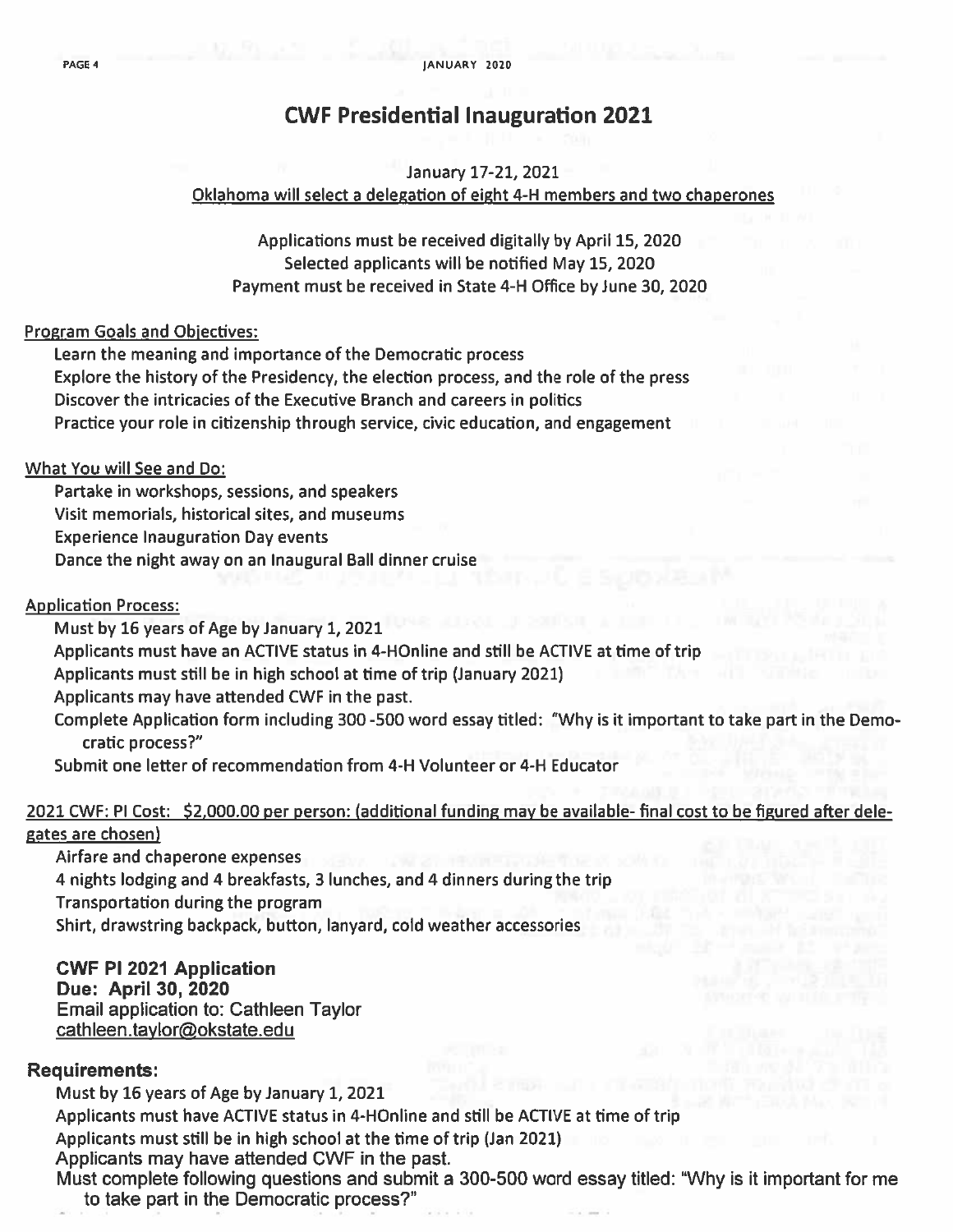# CWF Presidential Inauguration 2021

January 17-21, 2021

Oklahoma will select a delegation of eight 4-H members and two chaperones

Applications must be received digitally by April 15, 2020
Selected applicants will be notified May 15, 2020
Payment must be received in State 4-H Office by June 30, 2020

**Program Goals and Objectives:**

- Learn the meaning and importance of the Democratic process
- Explore the history of the Presidency, the election process, and the role of the press
- Discover the intricacies of the Executive Branch and careers in politics
- Practice your role in citizenship through service, civic education, and engagement

**What You will See and Do:**

- Partake in workshops, sessions, and speakers
- Visit memorials, historical sites, and museums
- Experience Inauguration Day events
- Dance the night away on an Inaugural Ball dinner cruise

**Application Process:**

- Must by 16 years of Age by January 1, 2021
- Applicants must have an ACTIVE status in 4-HOnline and still be ACTIVE at time of trip
- Applicants must still be in high school at time of trip (January 2021)
- Applicants may have attended CWF in the past.
- Complete Application form including 300 -500 word essay titled: "Why is it important to take part in the Democratic process?"
- Submit one letter of recommendation from 4-H Volunteer or 4-H Educator

**2021 CWF: PI Cost: $2,000.00 per person: (additional funding may be available- final cost to be figured after delegates are chosen)**

- Airfare and chaperone expenses
- 4 nights lodging and 4 breakfasts, 3 lunches, and 4 dinners during the trip
- Transportation during the program
- Shirt, drawstring backpack, button, lanyard, cold weather accessories

**CWF PI 2021 Application**
**Due: April 30, 2020**
Email application to: Cathleen Taylor
cathleen.taylor@okstate.edu

### Requirements:

- Must by 16 years of Age by January 1, 2021
- Applicants must have ACTIVE status in 4-HOnline and still be ACTIVE at time of trip
- Applicants must still be in high school at the time of trip (Jan 2021)
- Applicants may have attended CWF in the past.
- Must complete following questions and submit a 300-500 word essay titled: "Why is it important for me to take part in the Democratic process?"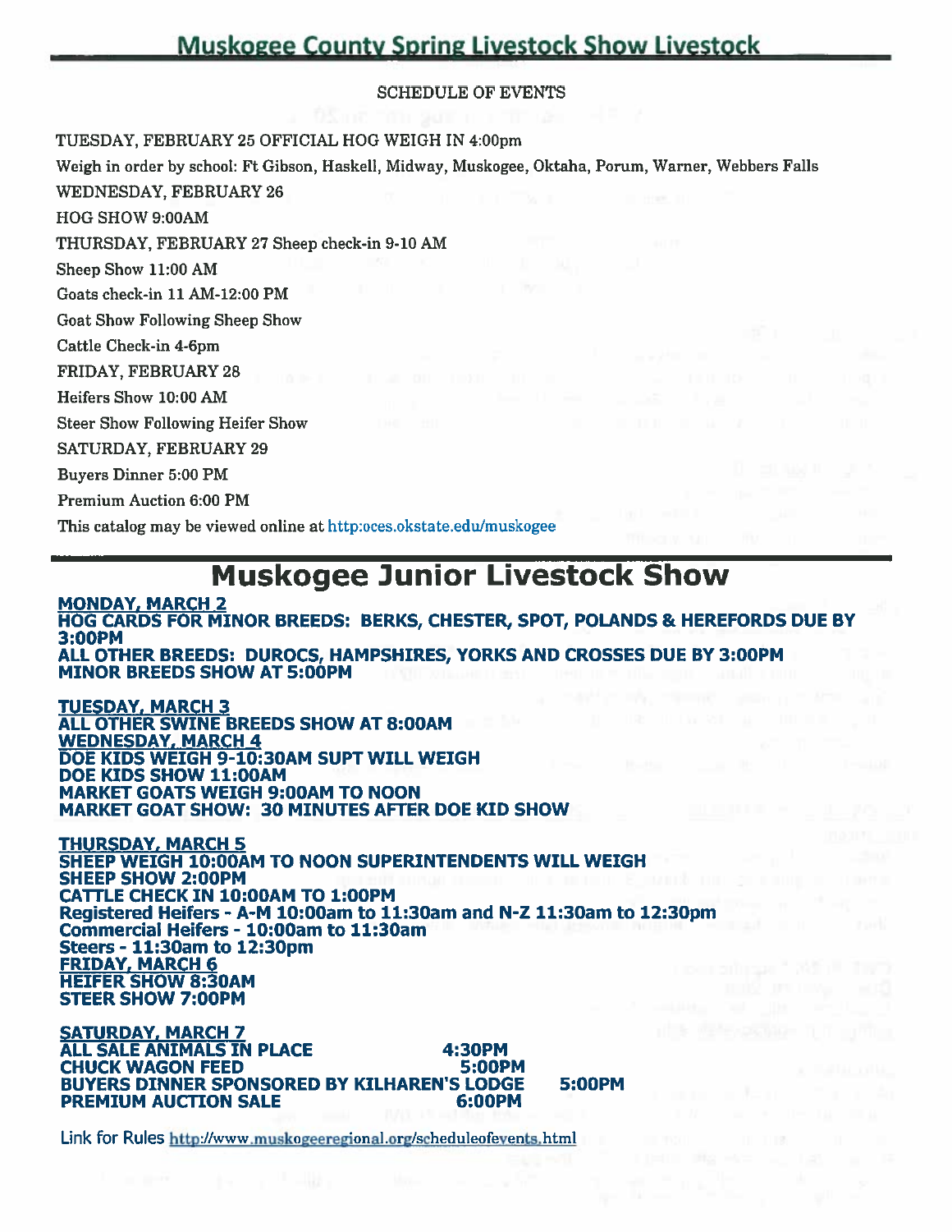# Muskogee County Spring Livestock Show Livestock

SCHEDULE OF EVENTS

TUESDAY, FEBRUARY 25 OFFICIAL HOG WEIGH IN 4:00pm

Weigh in order by school: Ft Gibson, Haskell, Midway, Muskogee, Oktaha, Porum, Warner, Webbers Falls

WEDNESDAY, FEBRUARY 26

HOG SHOW 9:00AM

THURSDAY, FEBRUARY 27 Sheep check-in 9-10 AM

Sheep Show 11:00 AM

Goats check-in 11 AM-12:00 PM

Goat Show Following Sheep Show

Cattle Check-in 4-6pm

FRIDAY, FEBRUARY 28

Heifers Show 10:00 AM

Steer Show Following Heifer Show

SATURDAY, FEBRUARY 29

Buyers Dinner 5:00 PM

Premium Auction 6:00 PM

This catalog may be viewed online at http:oces.okstate.edu/muskogee

# Muskogee Junior Livestock Show

**MONDAY, MARCH 2**

**HOG CARDS FOR MINOR BREEDS: BERKS, CHESTER, SPOT, POLANDS & HEREFORDS DUE BY 3:00PM**

**ALL OTHER BREEDS: DUROCS, HAMPSHIRES, YORKS AND CROSSES DUE BY 3:00PM**

**MINOR BREEDS SHOW AT 5:00PM**

**TUESDAY, MARCH 3**

**ALL OTHER SWINE BREEDS SHOW AT 8:00AM**

**WEDNESDAY, MARCH 4**

**DOE KIDS WEIGH 9-10:30AM SUPT WILL WEIGH**

**DOE KIDS SHOW 11:00AM**

**MARKET GOATS WEIGH 9:00AM TO NOON**

**MARKET GOAT SHOW: 30 MINUTES AFTER DOE KID SHOW**

**THURSDAY, MARCH 5**

**SHEEP WEIGH 10:00AM TO NOON SUPERINTENDENTS WILL WEIGH**

**SHEEP SHOW 2:00PM**

**CATTLE CHECK IN 10:00AM TO 1:00PM**

**Registered Heifers - A-M 10:00am to 11:30am and N-Z 11:30am to 12:30pm**

**Commercial Heifers - 10:00am to 11:30am**

**Steers - 11:30am to 12:30pm**

**FRIDAY, MARCH 6**

**HEIFER SHOW 8:30AM**

**STEER SHOW 7:00PM**

**SATURDAY, MARCH 7**

**ALL SALE ANIMALS IN PLACE 4:30PM**

**CHUCK WAGON FEED 5:00PM**

**BUYERS DINNER SPONSORED BY KILHAREN'S LODGE 5:00PM**

**PREMIUM AUCTION SALE 6:00PM**

Link for Rules http://www.muskogeeregional.org/scheduleofevents.html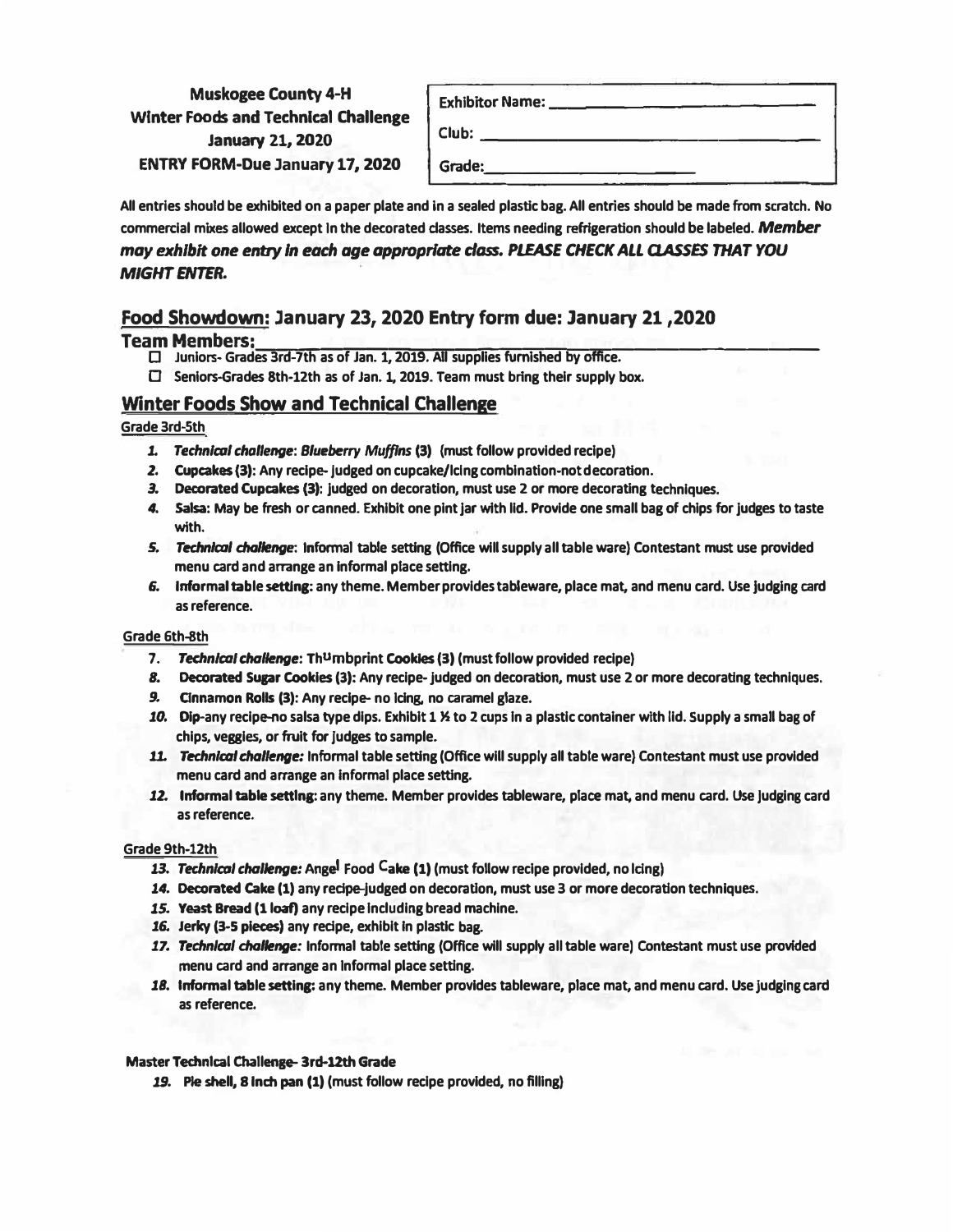**Muskogee County 4-H**
**Winter Foods and Technical Challenge**
**January 21, 2020**
**ENTRY FORM-Due January 17, 2020**

| |
|---|
| **Exhibitor Name:** ______________________ |
| **Club:** ______________________ |
| **Grade:** ______________________ |

**All entries should be exhibited on a paper plate and in a sealed plastic bag. All entries should be made from scratch. No commercial mixes allowed except in the decorated classes. Items needing refrigeration should be labeled. *Member may exhibit one entry in each age appropriate class. PLEASE CHECK ALL CLASSES THAT YOU MIGHT ENTER.***

## Food Showdown: January 23, 2020 Entry form due: January 21 ,2020

**Team Members:** ______________________

- ☐ Juniors- Grades 3rd-7th as of Jan. 1, 2019. All supplies furnished by office.
- ☐ Seniors-Grades 8th-12th as of Jan. 1, 2019. Team must bring their supply box.

## Winter Foods Show and Technical Challenge

**Grade 3rd-5th**

1. ***Technical challenge*: *Blueberry Muffins* (3)** (must follow provided recipe)
2. **Cupcakes (3): Any recipe- judged on cupcake/icing combination-not decoration.**
3. **Decorated Cupcakes (3): judged on decoration, must use 2 or more decorating techniques.**
4. **Salsa: May be fresh or canned. Exhibit one pint jar with lid. Provide one small bag of chips for judges to taste with.**
5. ***Technical challenge*: Informal table setting (Office will supply all table ware) Contestant must use provided menu card and arrange an informal place setting.**
6. **Informal table setting: any theme. Member provides tableware, place mat, and menu card. Use judging card as reference.**

**Grade 6th-8th**

7. ***Technical challenge*: Thumbprint Cookies (3) (must follow provided recipe)**
8. **Decorated Sugar Cookies (3): Any recipe- judged on decoration, must use 2 or more decorating techniques.**
9. **Cinnamon Rolls (3): Any recipe- no icing, no caramel glaze.**
10. **Dip-any recipe-no salsa type dips. Exhibit 1 ½ to 2 cups in a plastic container with lid. Supply a small bag of chips, veggies, or fruit for judges to sample.**
11. ***Technical challenge:* Informal table setting (Office will supply all table ware) Contestant must use provided menu card and arrange an informal place setting.**
12. **Informal table setting: any theme. Member provides tableware, place mat, and menu card. Use judging card as reference.**

**Grade 9th-12th**

13. ***Technical challenge:* Angel Food Cake (1) (must follow recipe provided, no icing)**
14. **Decorated Cake (1) any recipe-judged on decoration, must use 3 or more decoration techniques.**
15. **Yeast Bread (1 loaf) any recipe including bread machine.**
16. **Jerky (3-5 pieces) any recipe, exhibit in plastic bag.**
17. ***Technical challenge:* Informal table setting (Office will supply all table ware) Contestant must use provided menu card and arrange an informal place setting.**
18. **Informal table setting: any theme. Member provides tableware, place mat, and menu card. Use judging card as reference.**

**Master Technical Challenge- 3rd-12th Grade**

19. **Pie shell, 8 inch pan (1) (must follow recipe provided, no filling)**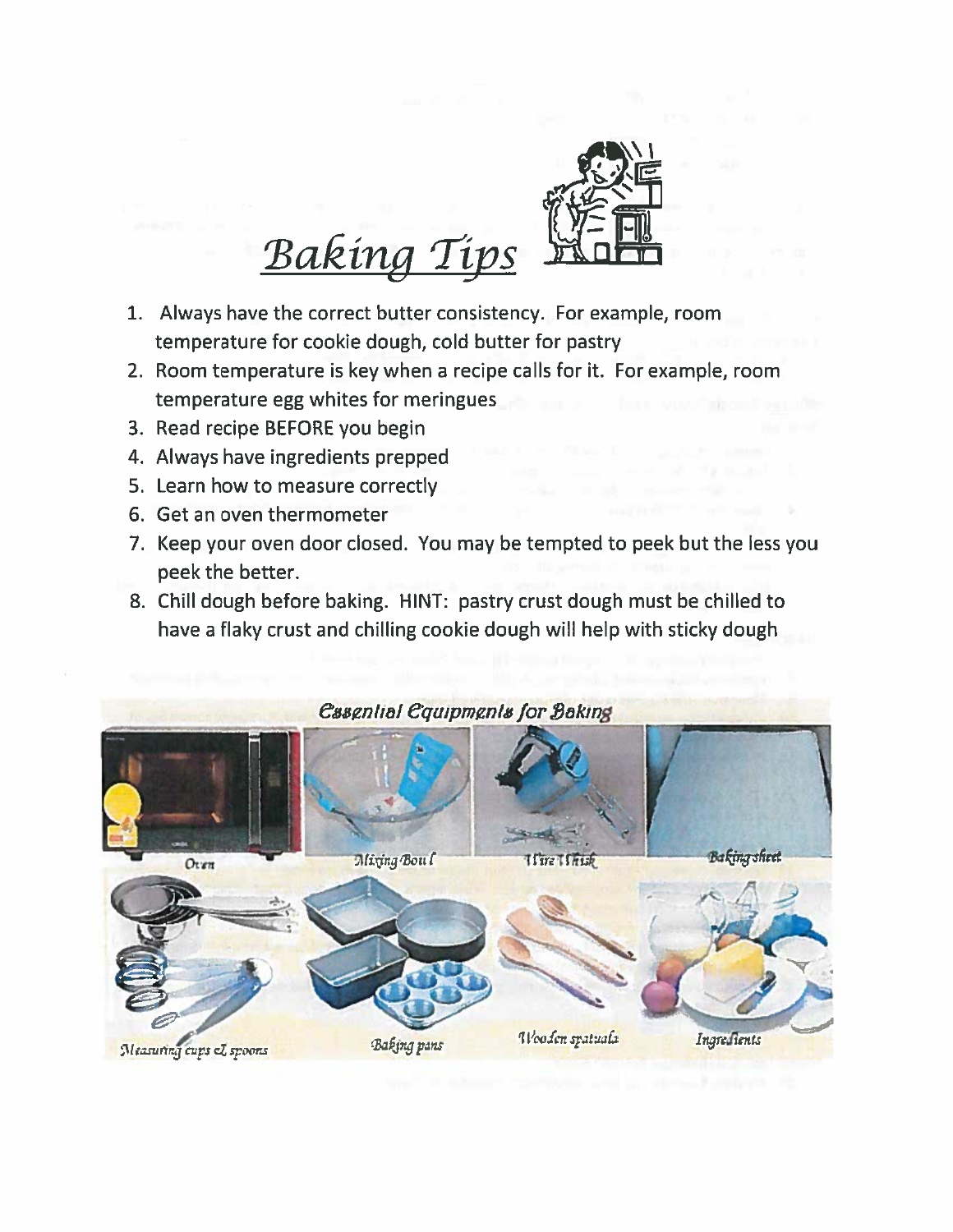# Baking Tips

1. Always have the correct butter consistency. For example, room temperature for cookie dough, cold butter for pastry
2. Room temperature is key when a recipe calls for it. For example, room temperature egg whites for meringues
3. Read recipe BEFORE you begin
4. Always have ingredients prepped
5. Learn how to measure correctly
6. Get an oven thermometer
7. Keep your oven door closed. You may be tempted to peek but the less you peek the better.
8. Chill dough before baking. HINT: pastry crust dough must be chilled to have a flaky crust and chilling cookie dough will help with sticky dough

## Essential Equipments for Baking

Oven

Mixing Boul

Wire Whisk

Baking sheet

Measuring cups & spoons

Baking pans

Wooden spatuala

Ingredients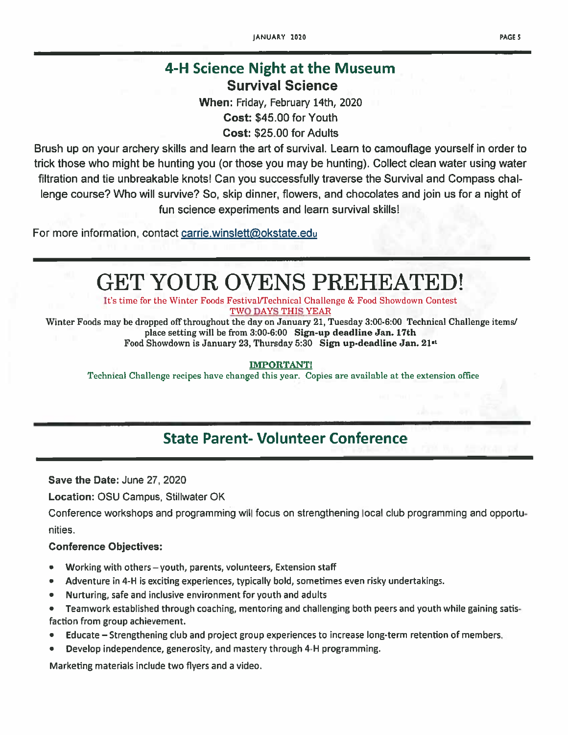## 4-H Science Night at the Museum

### Survival Science

**When:** Friday, February 14th, 2020

**Cost:** $45.00 for Youth

**Cost:** $25.00 for Adults

Brush up on your archery skills and learn the art of survival. Learn to camouflage yourself in order to trick those who might be hunting you (or those you may be hunting). Collect clean water using water filtration and tie unbreakable knots! Can you successfully traverse the Survival and Compass challenge course? Who will survive? So, skip dinner, flowers, and chocolates and join us for a night of fun science experiments and learn survival skills!

For more information, contact carrie.winslett@okstate.edu

# GET YOUR OVENS PREHEATED!

It's time for the Winter Foods Festival/Technical Challenge & Food Showdown Contest

TWO DAYS THIS YEAR

Winter Foods may be dropped off throughout the day on January 21, Tuesday 3:00-6:00 Technical Challenge items/ place setting will be from 3:00-6:00 **Sign-up deadline Jan. 17th**

Food Showdown is January 23, Thursday 5:30 **Sign up-deadline Jan. 21st**

**IMPORTANT!**

Technical Challenge recipes have changed this year. Copies are available at the extension office

## State Parent- Volunteer Conference

**Save the Date:** June 27, 2020

**Location:** OSU Campus, Stillwater OK

Conference workshops and programming will focus on strengthening local club programming and opportunities.

**Conference Objectives:**

- Working with others – youth, parents, volunteers, Extension staff
- Adventure in 4-H is exciting experiences, typically bold, sometimes even risky undertakings.
- Nurturing, safe and inclusive environment for youth and adults
- Teamwork established through coaching, mentoring and challenging both peers and youth while gaining satisfaction from group achievement.
- Educate – Strengthening club and project group experiences to increase long-term retention of members.
- Develop independence, generosity, and mastery through 4-H programming.

Marketing materials include two flyers and a video.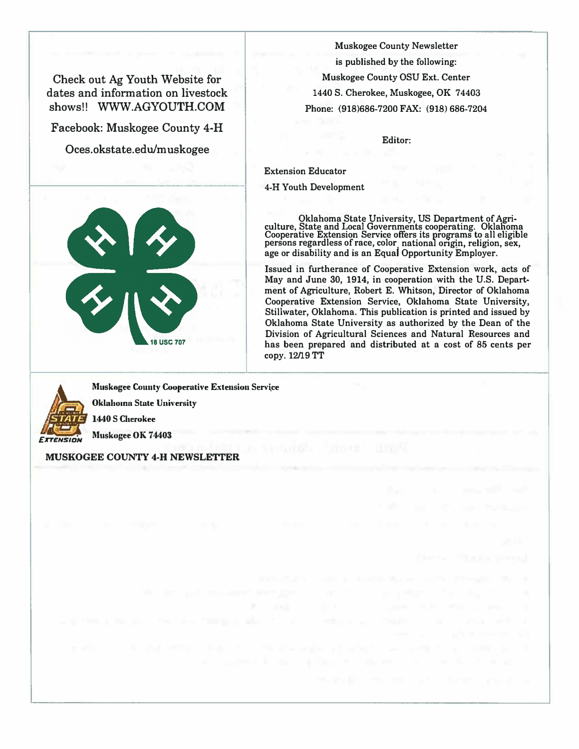Check out Ag Youth Website for dates and information on livestock shows!! WWW.AGYOUTH.COM

Facebook: Muskogee County 4-H

Oces.okstate.edu/muskogee

18 USC 707

Muskogee County Newsletter
is published by the following:
Muskogee County OSU Ext. Center
1440 S. Cherokee, Muskogee, OK 74403
Phone: (918)686-7200 FAX: (918) 686-7204

Editor:

Extension Educator
4-H Youth Development

Oklahoma State University, US Department of Agriculture, State and Local Governments cooperating. Oklahoma Cooperative Extension Service offers its programs to all eligible persons regardless of race, color national origin, religion, sex, age or disability and is an Equal Opportunity Employer.

Issued in furtherance of Cooperative Extension work, acts of May and June 30, 1914, in cooperation with the U.S. Department of Agriculture, Robert E. Whitson, Director of Oklahoma Cooperative Extension Service, Oklahoma State University, Stillwater, Oklahoma. This publication is printed and issued by Oklahoma State University as authorized by the Dean of the Division of Agricultural Sciences and Natural Resources and has been prepared and distributed at a cost of 85 cents per copy. 12/19 TT

**Muskogee County Cooperative Extension Service**
**Oklahoma State University**
**1440 S Cherokee**
**Muskogee OK 74403**

**MUSKOGEE COUNTY 4-H NEWSLETTER**